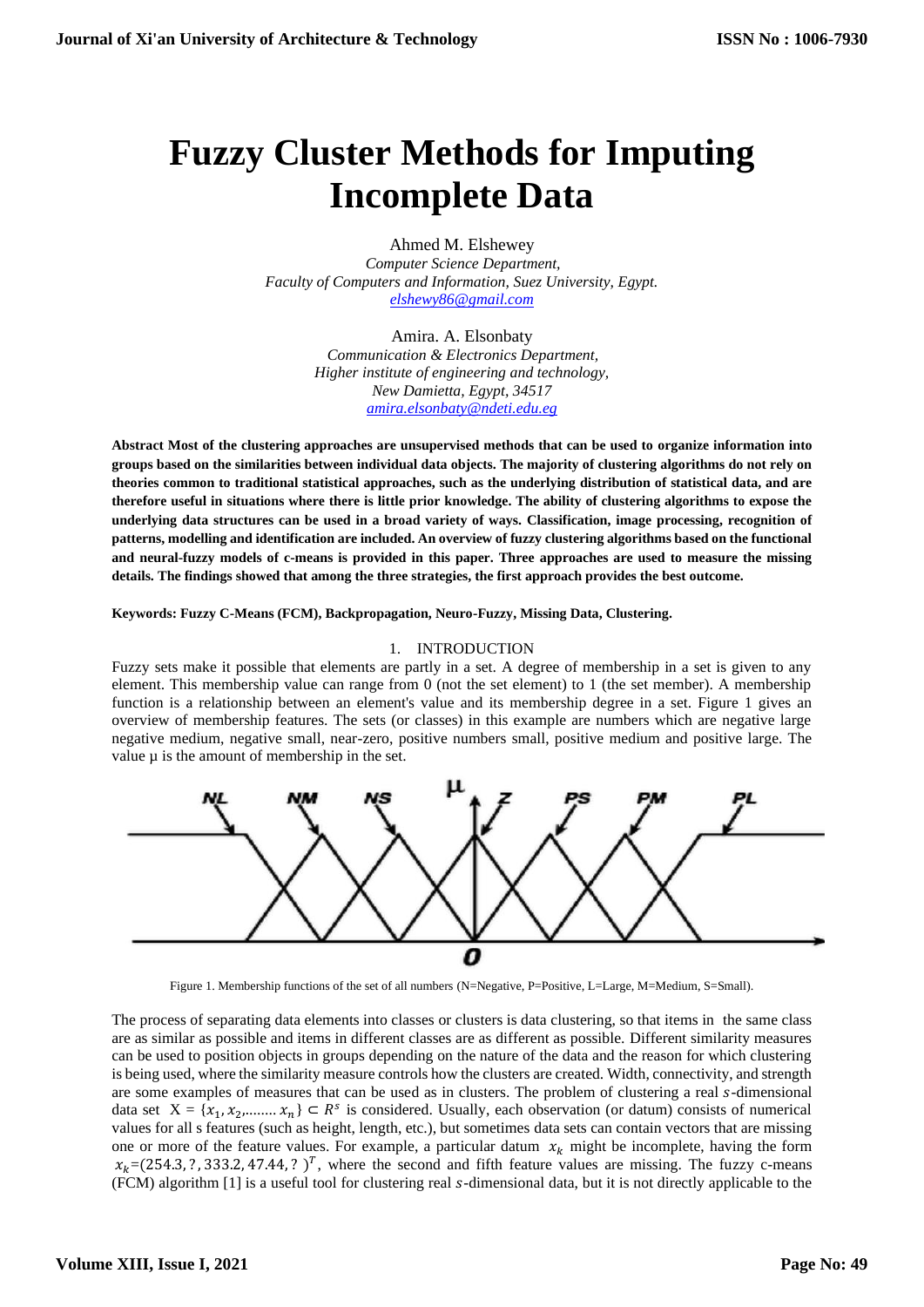# Fuzzy Cluster Methods for Imputing Incomplete Data

Ahmed M. Elshewey
*Computer Science Department,*
*Faculty of Computers and Information, Suez University, Egypt.*
*elshewy86@gmail.com*

Amira. A. Elsonbaty
*Communication & Electronics Department,*
*Higher institute of engineering and technology,*
*New Damietta, Egypt, 34517*
*amira.elsonbaty@ndeti.edu.eg*

**Abstract Most of the clustering approaches are unsupervised methods that can be used to organize information into groups based on the similarities between individual data objects. The majority of clustering algorithms do not rely on theories common to traditional statistical approaches, such as the underlying distribution of statistical data, and are therefore useful in situations where there is little prior knowledge. The ability of clustering algorithms to expose the underlying data structures can be used in a broad variety of ways. Classification, image processing, recognition of patterns, modelling and identification are included. An overview of fuzzy clustering algorithms based on the functional and neural-fuzzy models of c-means is provided in this paper. Three approaches are used to measure the missing details. The findings showed that among the three strategies, the first approach provides the best outcome.**

**Keywords: Fuzzy C-Means (FCM), Backpropagation, Neuro-Fuzzy, Missing Data, Clustering.**

## 1. INTRODUCTION

Fuzzy sets make it possible that elements are partly in a set. A degree of membership in a set is given to any element. This membership value can range from 0 (not the set element) to 1 (the set member). A membership function is a relationship between an element's value and its membership degree in a set. Figure 1 gives an overview of membership features. The sets (or classes) in this example are numbers which are negative large negative medium, negative small, near-zero, positive numbers small, positive medium and positive large. The value μ is the amount of membership in the set.

Figure 1. Membership functions of the set of all numbers (N=Negative, P=Positive, L=Large, M=Medium, S=Small).

The process of separating data elements into classes or clusters is data clustering, so that items in the same class are as similar as possible and items in different classes are as different as possible. Different similarity measures can be used to position objects in groups depending on the nature of the data and the reason for which clustering is being used, where the similarity measure controls how the clusters are created. Width, connectivity, and strength are some examples of measures that can be used as in clusters. The problem of clustering a real $s$-dimensional data set $X = \{x_1, x_2, \ldots\ldots x_n\} \subset R^s$ is considered. Usually, each observation (or datum) consists of numerical values for all s features (such as height, length, etc.), but sometimes data sets can contain vectors that are missing one or more of the feature values. For example, a particular datum $x_k$ might be incomplete, having the form $x_k=(254.3, ?, 333.2, 47.44, ?)^T$, where the second and fifth feature values are missing. The fuzzy c-means (FCM) algorithm [1] is a useful tool for clustering real $s$-dimensional data, but it is not directly applicable to the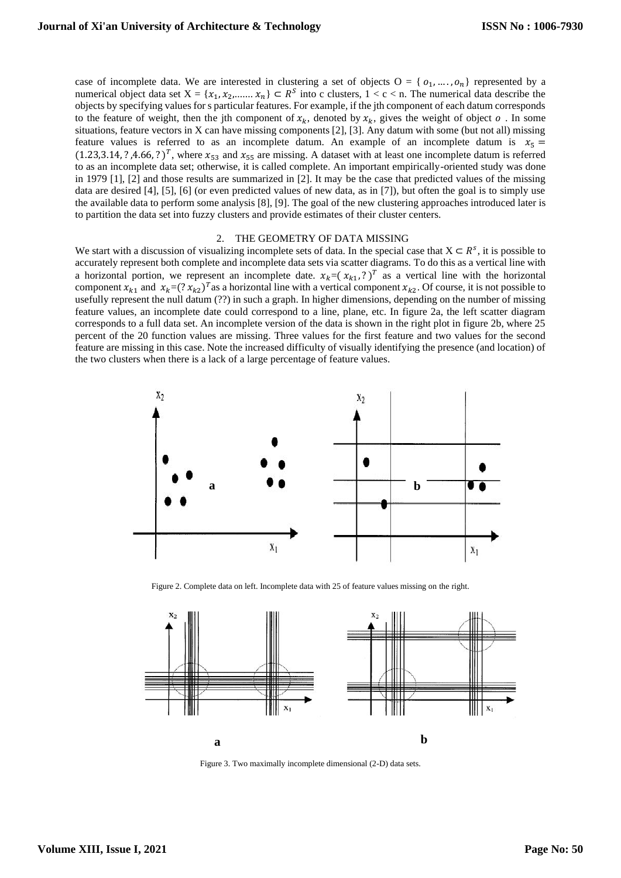case of incomplete data. We are interested in clustering a set of objects O = { $o_1, \ldots, o_n$} represented by a numerical object data set X = {$x_1, x_2, \ldots\ldots x_n$} $\subset R^s$ into c clusters, 1 < c < n. The numerical data describe the objects by specifying values for s particular features. For example, if the jth component of each datum corresponds to the feature of weight, then the jth component of $x_k$, denoted by $x_k$, gives the weight of object $o$. In some situations, feature vectors in X can have missing components [2], [3]. Any datum with some (but not all) missing feature values is referred to as an incomplete datum. An example of an incomplete datum is $x_5 = (1.23, 3.14, ?, 4.66, ?)^T$, where $x_{53}$ and $x_{55}$ are missing. A dataset with at least one incomplete datum is referred to as an incomplete data set; otherwise, it is called complete. An important empirically-oriented study was done in 1979 [1], [2] and those results are summarized in [2]. It may be the case that predicted values of the missing data are desired [4], [5], [6] (or even predicted values of new data, as in [7]), but often the goal is to simply use the available data to perform some analysis [8], [9]. The goal of the new clustering approaches introduced later is to partition the data set into fuzzy clusters and provide estimates of their cluster centers.

## 2. THE GEOMETRY OF DATA MISSING

We start with a discussion of visualizing incomplete sets of data. In the special case that $X \subset R^s$, it is possible to accurately represent both complete and incomplete data sets via scatter diagrams. To do this as a vertical line with a horizontal portion, we represent an incomplete date. $x_k = (x_{k1}, ?)^T$ as a vertical line with the horizontal component $x_{k1}$ and $x_k = (?\, x_{k2})^T$ as a horizontal line with a vertical component $x_{k2}$. Of course, it is not possible to usefully represent the null datum (??) in such a graph. In higher dimensions, depending on the number of missing feature values, an incomplete date could correspond to a line, plane, etc. In figure 2a, the left scatter diagram corresponds to a full data set. An incomplete version of the data is shown in the right plot in figure 2b, where 25 percent of the 20 function values are missing. Three values for the first feature and two values for the second feature are missing in this case. Note the increased difficulty of visually identifying the presence (and location) of the two clusters when there is a lack of a large percentage of feature values.

Figure 2. Complete data on left. Incomplete data with 25 of feature values missing on the right.

Figure 3. Two maximally incomplete dimensional (2-D) data sets.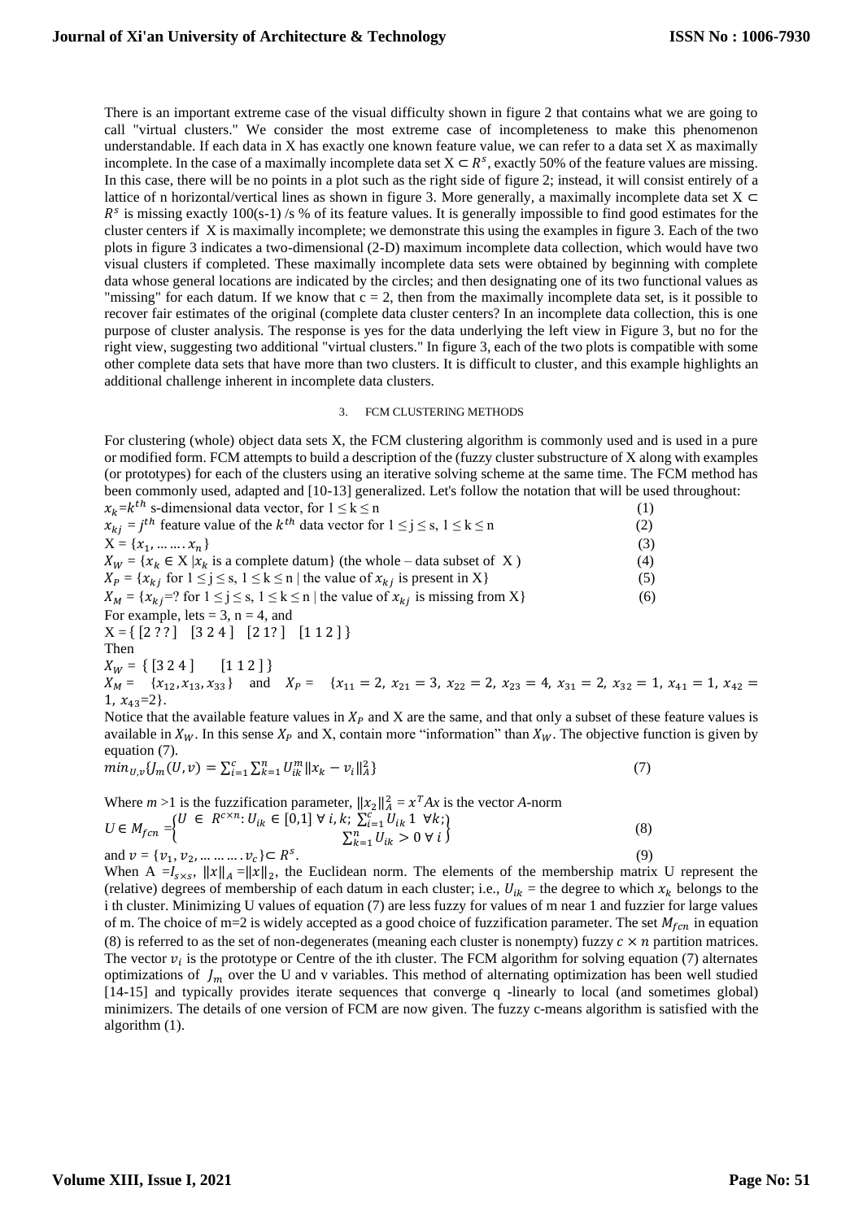There is an important extreme case of the visual difficulty shown in figure 2 that contains what we are going to call "virtual clusters." We consider the most extreme case of incompleteness to make this phenomenon understandable. If each data in X has exactly one known feature value, we can refer to a data set X as maximally incomplete. In the case of a maximally incomplete data set $X \subset R^s$, exactly 50% of the feature values are missing. In this case, there will be no points in a plot such as the right side of figure 2; instead, it will consist entirely of a lattice of n horizontal/vertical lines as shown in figure 3. More generally, a maximally incomplete data set $X \subset R^s$ is missing exactly 100(s-1) /s % of its feature values. It is generally impossible to find good estimates for the cluster centers if X is maximally incomplete; we demonstrate this using the examples in figure 3. Each of the two plots in figure 3 indicates a two-dimensional (2-D) maximum incomplete data collection, which would have two visual clusters if completed. These maximally incomplete data sets were obtained by beginning with complete data whose general locations are indicated by the circles; and then designating one of its two functional values as "missing" for each datum. If we know that c = 2, then from the maximally incomplete data set, is it possible to recover fair estimates of the original (complete data cluster centers? In an incomplete data collection, this is one purpose of cluster analysis. The response is yes for the data underlying the left view in Figure 3, but no for the right view, suggesting two additional "virtual clusters." In figure 3, each of the two plots is compatible with some other complete data sets that have more than two clusters. It is difficult to cluster, and this example highlights an additional challenge inherent in incomplete data clusters.

## 3. FCM CLUSTERING METHODS

For clustering (whole) object data sets X, the FCM clustering algorithm is commonly used and is used in a pure or modified form. FCM attempts to build a description of the (fuzzy cluster substructure of X along with examples (or prototypes) for each of the clusters using an iterative solving scheme at the same time. The FCM method has been commonly used, adapted and [10-13] generalized. Let's follow the notation that will be used throughout:

$x_k = k^{th}$ s-dimensional data vector, for $1 \leq k \leq n$ (1)

$x_{kj} = j^{th}$ feature value of the $k^{th}$ data vector for $1 \leq j \leq s$, $1 \leq k \leq n$ (2)

$X = \{x_1, \ldots\ldots x_n\}$ (3)

$X_W = \{x_k \in X \mid x_k$ is a complete datum$\}$ (the whole – data subset of X) (4)

$X_P = \{x_{kj}$ for $1 \leq j \leq s$, $1 \leq k \leq n \mid$ the value of $x_{kj}$ is present in X$\}$ (5)

$X_M = \{x_{kj} = ?$ for $1 \leq j \leq s$, $1 \leq k \leq n \mid$ the value of $x_{kj}$ is missing from X$\}$ (6)

For example, lets = 3, n = 4, and

X = { [2 ? ? ]  [3 2 4 ]  [2 1? ]  [1 1 2 ] }

Then

$X_W$ = { [3 2 4 ]  [1 1 2 ] }

$X_M = \{x_{12}, x_{13}, x_{33}\}$ and $X_P = \{x_{11} = 2,\ x_{21} = 3,\ x_{22} = 2,\ x_{23} = 4,\ x_{31} = 2,\ x_{32} = 1,\ x_{41} = 1,\ x_{42} = 1,\ x_{43} = 2\}$.

Notice that the available feature values in $X_P$ and X are the same, and that only a subset of these feature values is available in $X_W$. In this sense $X_P$ and X, contain more "information" than $X_W$. The objective function is given by equation (7).

$$min_{U,v}\{J_m(U,v) = \sum_{i=1}^{c}\sum_{k=1}^{n} U_{ik}^m \|x_k - v_i\|_A^2\} \tag{7}$$

Where $m > 1$ is the fuzzification parameter, $\|x_2\|_A^2 = x^T Ax$ is the vector *A*-norm

$$U \in M_{fcn} = \left\{ \begin{array}{l} U \in R^{c \times n}: U_{ik} \in [0,1]\ \forall\, i,k;\ \sum_{i=1}^{c} U_{ik}\ 1\ \ \forall k; \\ \sum_{k=1}^{n} U_{ik} > 0\ \forall\, i \end{array} \right\} \tag{8}$$

and $v = \{v_1, v_2, \ldots\ldots\ldots . v_c\} \subset R^s$. (9)

When $A = I_{s \times s}$, $\|x\|_A = \|x\|_2$, the Euclidean norm. The elements of the membership matrix U represent the (relative) degrees of membership of each datum in each cluster; i.e., $U_{ik}$ = the degree to which $x_k$ belongs to the i th cluster. Minimizing U values of equation (7) are less fuzzy for values of m near 1 and fuzzier for large values of m. The choice of m=2 is widely accepted as a good choice of fuzzification parameter. The set $M_{fcn}$ in equation (8) is referred to as the set of non-degenerates (meaning each cluster is nonempty) fuzzy $c \times n$ partition matrices. The vector $v_i$ is the prototype or Centre of the ith cluster. The FCM algorithm for solving equation (7) alternates optimizations of $J_m$ over the U and v variables. This method of alternating optimization has been well studied [14-15] and typically provides iterate sequences that converge q -linearly to local (and sometimes global) minimizers. The details of one version of FCM are now given. The fuzzy c-means algorithm is satisfied with the algorithm (1).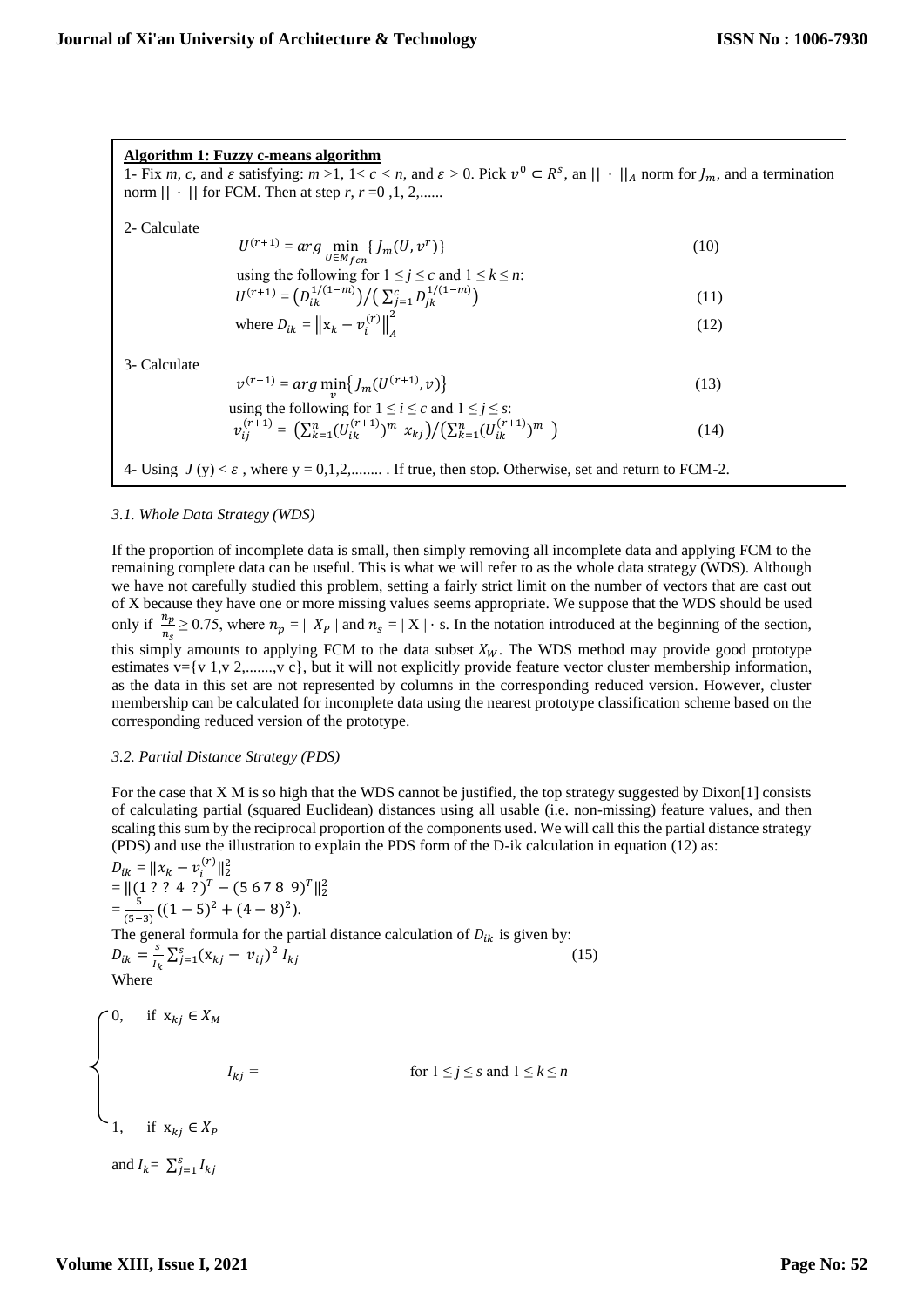**Algorithm 1: Fuzzy c-means algorithm**

1- Fix $m$, $c$, and $\varepsilon$ satisfying: $m > 1$, $1 < c < n$, and $\varepsilon > 0$. Pick $v^0 \subset R^s$, an $|| \cdot ||_A$ norm for $J_m$, and a termination norm $|| \cdot ||$ for FCM. Then at step $r$, $r = 0, 1, 2, \ldots\ldots$

2- Calculate

$$U^{(r+1)} = arg \min_{U \in M_{fcn}} \{J_m(U, v^r)\} \tag{10}$$

using the following for $1 \leq j \leq c$ and $1 \leq k \leq n$:

$$U^{(r+1)} = \left(D_{ik}^{1/(1-m)}\right) / \left(\sum_{j=1}^{c} D_{jk}^{1/(1-m)}\right) \tag{11}$$

where $D_{ik} = \left\|x_k - v_i^{(r)}\right\|_A^2$ (12)

3- Calculate

$$v^{(r+1)} = arg \min_{v} \{J_m(U^{(r+1)}, v)\} \tag{13}$$

using the following for $1 \leq i \leq c$ and $1 \leq j \leq s$:

$$v_{ij}^{(r+1)} = \left(\sum_{k=1}^{n} (U_{ik}^{(r+1)})^m \; x_{kj}\right) / \left(\sum_{k=1}^{n} (U_{ik}^{(r+1)})^m\right) \tag{14}$$

4- Using $J(y) < \varepsilon$, where $y = 0, 1, 2, \ldots\ldots$ . If true, then stop. Otherwise, set and return to FCM-2.

*3.1. Whole Data Strategy (WDS)*

If the proportion of incomplete data is small, then simply removing all incomplete data and applying FCM to the remaining complete data can be useful. This is what we will refer to as the whole data strategy (WDS). Although we have not carefully studied this problem, setting a fairly strict limit on the number of vectors that are cast out of X because they have one or more missing values seems appropriate. We suppose that the WDS should be used only if $\frac{n_p}{n_s} \geq 0.75$, where $n_p = |\ X_P\ |$ and $n_s = |\ X\ | \cdot s$. In the notation introduced at the beginning of the section, this simply amounts to applying FCM to the data subset $X_W$. The WDS method may provide good prototype estimates v={v 1,v 2,.......,v c}, but it will not explicitly provide feature vector cluster membership information, as the data in this set are not represented by columns in the corresponding reduced version. However, cluster membership can be calculated for incomplete data using the nearest prototype classification scheme based on the corresponding reduced version of the prototype.

*3.2. Partial Distance Strategy (PDS)*

For the case that X M is so high that the WDS cannot be justified, the top strategy suggested by Dixon[1] consists of calculating partial (squared Euclidean) distances using all usable (i.e. non-missing) feature values, and then scaling this sum by the reciprocal proportion of the components used. We will call this the partial distance strategy (PDS) and use the illustration to explain the PDS form of the D-ik calculation in equation (12) as:

$$D_{ik} = \|x_k - v_i^{(r)}\|_2^2$$
$$= \|(1\ ?\ ?\ 4\ ?)^T - (5\ 6\ 7\ 8\ 9)^T\|_2^2$$
$$= \frac{5}{(5-3)}((1-5)^2 + (4-8)^2).$$

The general formula for the partial distance calculation of $D_{ik}$ is given by:

$$D_{ik} = \frac{s}{I_k} \sum_{j=1}^{s} (x_{kj} - v_{ij})^2 \, I_{kj} \tag{15}$$

Where

$$I_{kj} = \begin{cases} 0, & \text{if } x_{kj} \in X_M \\ 1, & \text{if } x_{kj} \in X_P \end{cases} \quad \text{for } 1 \leq j \leq s \text{ and } 1 \leq k \leq n$$

and $I_k = \sum_{j=1}^{s} I_{kj}$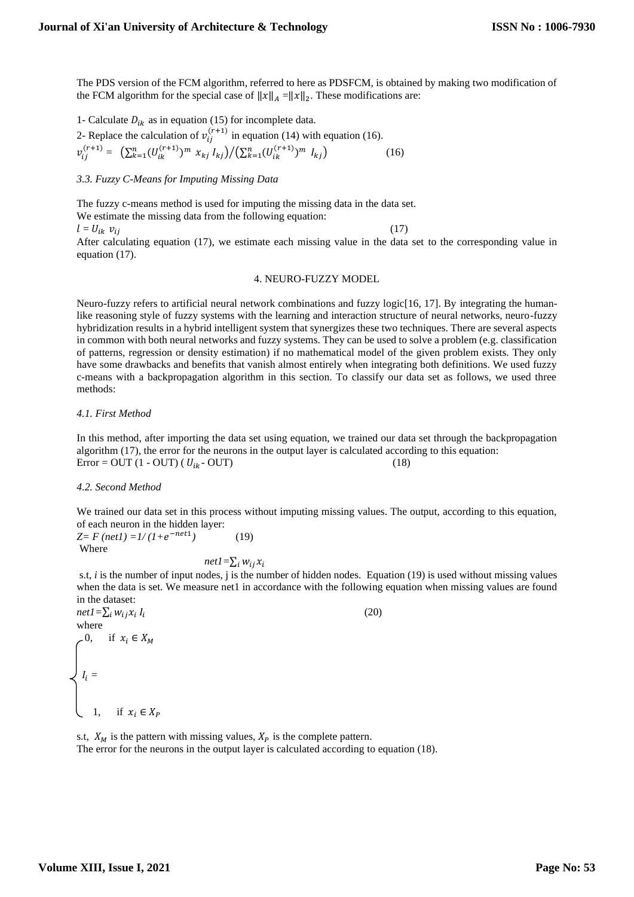The PDS version of the FCM algorithm, referred to here as PDSFCM, is obtained by making two modification of the FCM algorithm for the special case of $\|x\|_A = \|x\|_2$. These modifications are:

1- Calculate $D_{ik}$ as in equation (15) for incomplete data.

2- Replace the calculation of $v_{ij}^{(r+1)}$ in equation (14) with equation (16).

$$v_{ij}^{(r+1)} = \left(\sum_{k=1}^{n}(U_{ik}^{(r+1)})^m \; x_{kj} \, I_{kj}\right) \Big/ \left(\sum_{k=1}^{n}(U_{ik}^{(r+1)})^m \; I_{kj}\right) \quad (16)$$

*3.3. Fuzzy C-Means for Imputing Missing Data*

The fuzzy c-means method is used for imputing the missing data in the data set.

We estimate the missing data from the following equation:

$$l = U_{ik} \; v_{ij} \quad (17)$$

After calculating equation (17), we estimate each missing value in the data set to the corresponding value in equation (17).

## 4. NEURO-FUZZY MODEL

Neuro-fuzzy refers to artificial neural network combinations and fuzzy logic[16, 17]. By integrating the human-like reasoning style of fuzzy systems with the learning and interaction structure of neural networks, neuro-fuzzy hybridization results in a hybrid intelligent system that synergizes these two techniques. There are several aspects in common with both neural networks and fuzzy systems. They can be used to solve a problem (e.g. classification of patterns, regression or density estimation) if no mathematical model of the given problem exists. They only have some drawbacks and benefits that vanish almost entirely when integrating both definitions. We used fuzzy c-means with a backpropagation algorithm in this section. To classify our data set as follows, we used three methods:

*4.1. First Method*

In this method, after importing the data set using equation, we trained our data set through the backpropagation algorithm (17), the error for the neurons in the output layer is calculated according to this equation:

$$\text{Error} = \text{OUT}\ (1 - \text{OUT})\ (U_{ik} - \text{OUT}) \quad (18)$$

*4.2. Second Method*

We trained our data set in this process without imputing missing values. The output, according to this equation, of each neuron in the hidden layer:

$$Z = F\ (net1) = 1/\ (1 + e^{-net1}) \quad (19)$$

Where

$$net1 = \sum_i w_{ij} x_i$$

s.t, *i* is the number of input nodes, j is the number of hidden nodes. Equation (19) is used without missing values when the data is set. We measure net1 in accordance with the following equation when missing values are found in the dataset:

$$net1 = \sum_i w_{ij} x_i \, I_i \quad (20)$$

where

$$I_i = \begin{cases} 0, & \text{if } x_i \in X_M \\ 1, & \text{if } x_i \in X_P \end{cases}$$

s.t, $X_M$ is the pattern with missing values, $X_P$ is the complete pattern.

The error for the neurons in the output layer is calculated according to equation (18).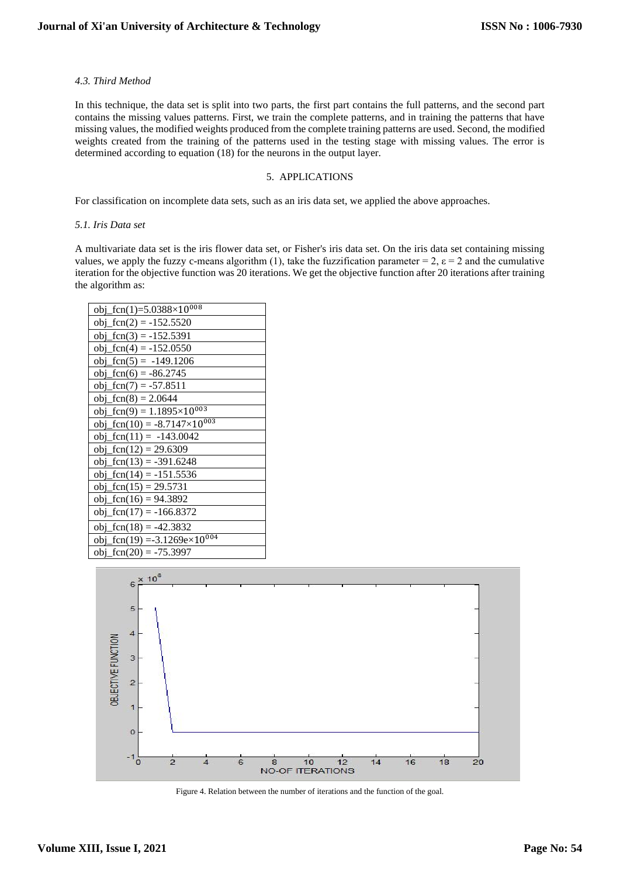### *4.3. Third Method*

In this technique, the data set is split into two parts, the first part contains the full patterns, and the second part contains the missing values patterns. First, we train the complete patterns, and in training the patterns that have missing values, the modified weights produced from the complete training patterns are used. Second, the modified weights created from the training of the patterns used in the testing stage with missing values. The error is determined according to equation (18) for the neurons in the output layer.

## 5. APPLICATIONS

For classification on incomplete data sets, such as an iris data set, we applied the above approaches.

### *5.1. Iris Data set*

A multivariate data set is the iris flower data set, or Fisher's iris data set. On the iris data set containing missing values, we apply the fuzzy c-means algorithm (1), take the fuzzification parameter = 2, ε = 2 and the cumulative iteration for the objective function was 20 iterations. We get the objective function after 20 iterations after training the algorithm as:

| |
|---|
| obj_fcn(1)=5.0388×$10^{008}$ |
| obj_fcn(2) = -152.5520 |
| obj_fcn(3) = -152.5391 |
| obj_fcn(4) = -152.0550 |
| obj_fcn(5) = -149.1206 |
| obj_fcn(6) = -86.2745 |
| obj_fcn(7) = -57.8511 |
| obj_fcn(8) = 2.0644 |
| obj_fcn(9) = 1.1895×$10^{003}$ |
| obj_fcn(10) = -8.7147×$10^{003}$ |
| obj_fcn(11) = -143.0042 |
| obj_fcn(12) = 29.6309 |
| obj_fcn(13) = -391.6248 |
| obj_fcn(14) = -151.5536 |
| obj_fcn(15) = 29.5731 |
| obj_fcn(16) = 94.3892 |
| obj_fcn(17) = -166.8372 |
| obj_fcn(18) = -42.3832 |
| obj_fcn(19) =-3.1269e×$10^{004}$ |
| obj_fcn(20) = -75.3997 |

Figure 4. Relation between the number of iterations and the function of the goal.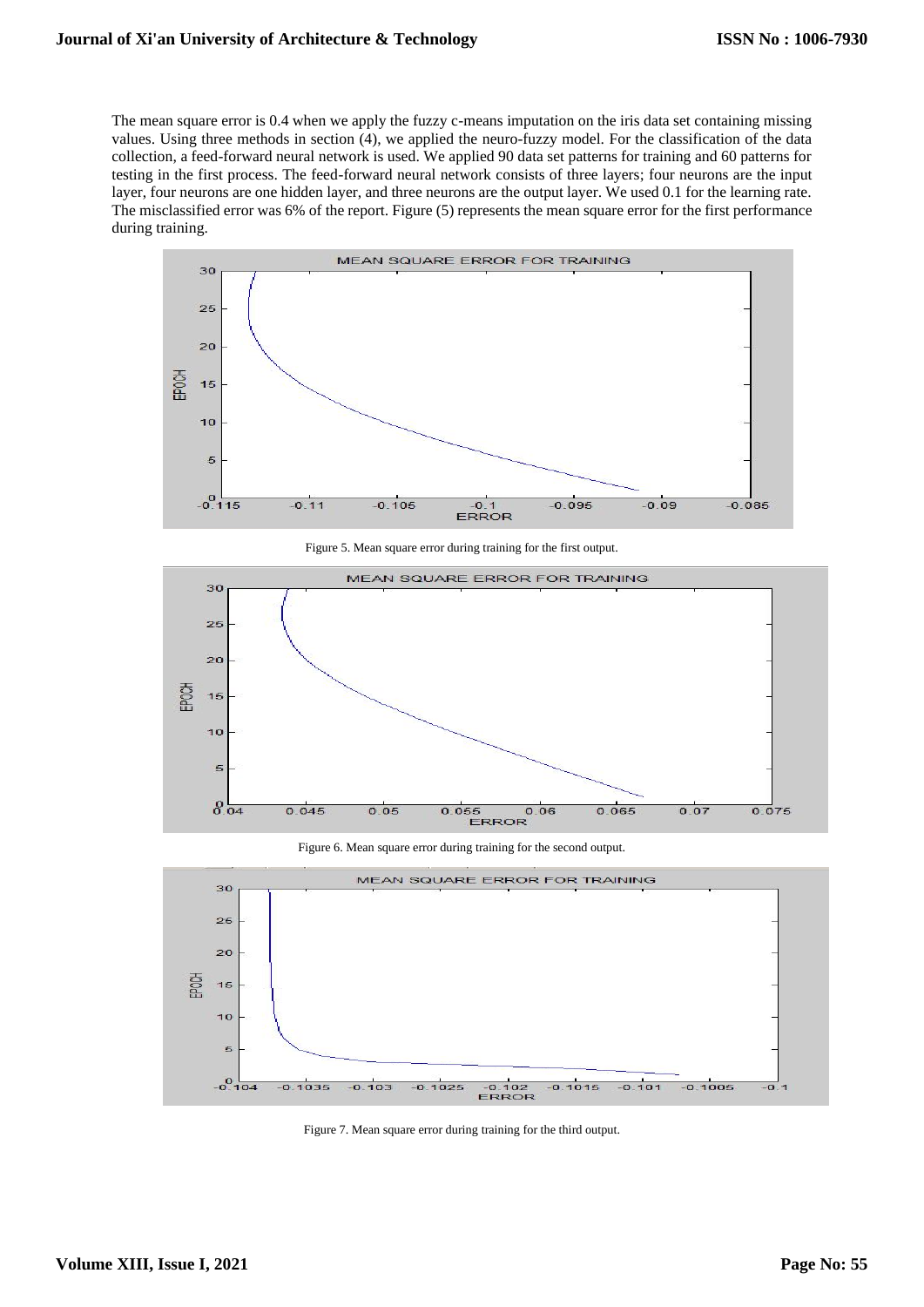The mean square error is 0.4 when we apply the fuzzy c-means imputation on the iris data set containing missing values. Using three methods in section (4), we applied the neuro-fuzzy model. For the classification of the data collection, a feed-forward neural network is used. We applied 90 data set patterns for training and 60 patterns for testing in the first process. The feed-forward neural network consists of three layers; four neurons are the input layer, four neurons are one hidden layer, and three neurons are the output layer. We used 0.1 for the learning rate. The misclassified error was 6% of the report. Figure (5) represents the mean square error for the first performance during training.

Figure 5. Mean square error during training for the first output.

Figure 6. Mean square error during training for the second output.

Figure 7. Mean square error during training for the third output.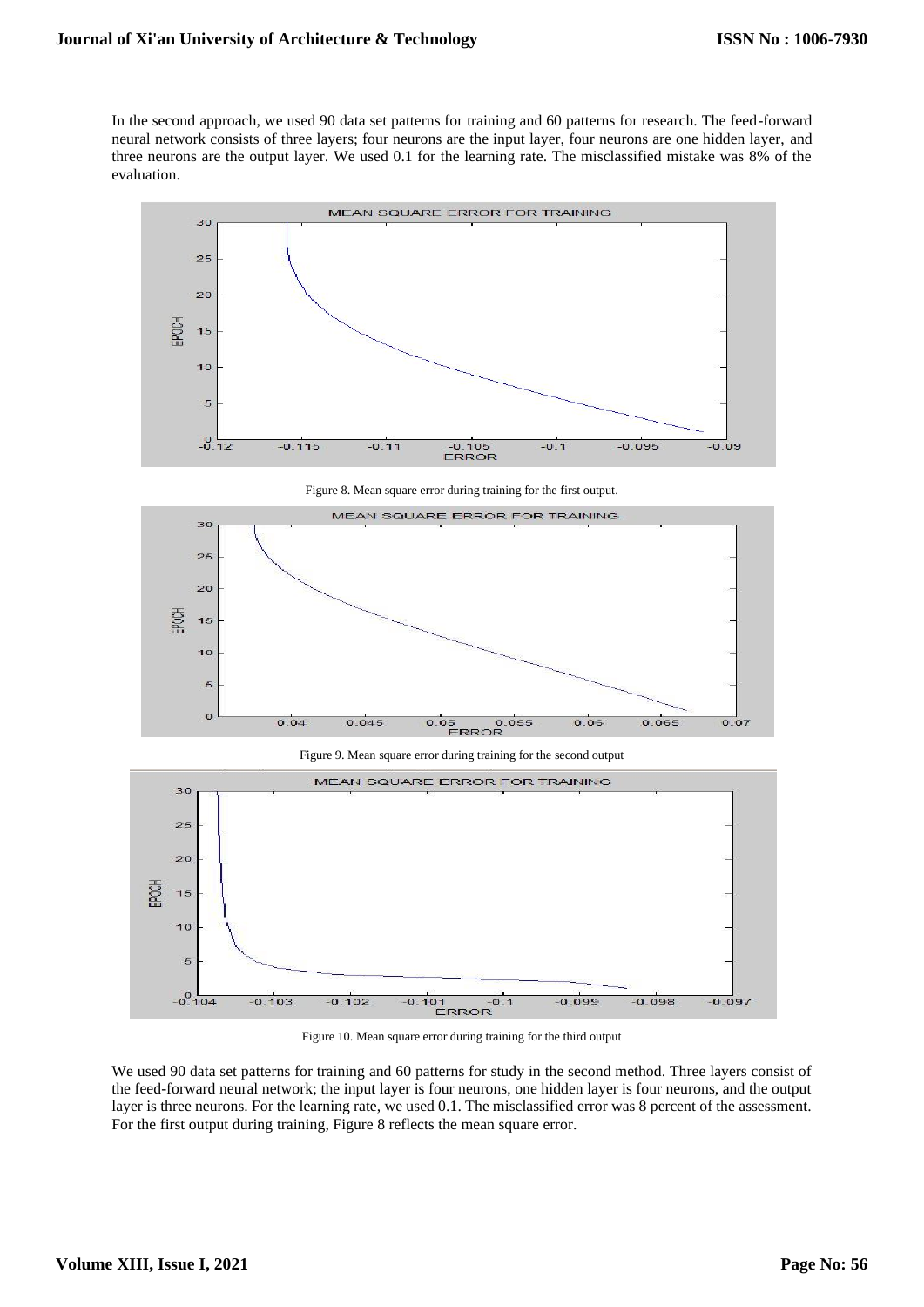In the second approach, we used 90 data set patterns for training and 60 patterns for research. The feed-forward neural network consists of three layers; four neurons are the input layer, four neurons are one hidden layer, and three neurons are the output layer. We used 0.1 for the learning rate. The misclassified mistake was 8% of the evaluation.

Figure 8. Mean square error during training for the first output.

Figure 9. Mean square error during training for the second output

Figure 10. Mean square error during training for the third output

We used 90 data set patterns for training and 60 patterns for study in the second method. Three layers consist of the feed-forward neural network; the input layer is four neurons, one hidden layer is four neurons, and the output layer is three neurons. For the learning rate, we used 0.1. The misclassified error was 8 percent of the assessment. For the first output during training, Figure 8 reflects the mean square error.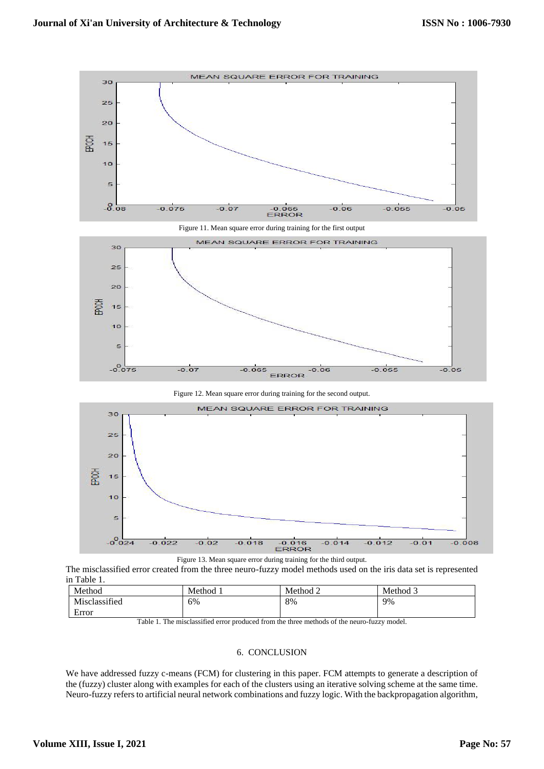Figure 11. Mean square error during training for the first output

Figure 12. Mean square error during training for the second output.

Figure 13. Mean square error during training for the third output.

The misclassified error created from the three neuro-fuzzy model methods used on the iris data set is represented in Table 1.

| Method | Method 1 | Method 2 | Method 3 |
|---|---|---|---|
| Misclassified Error | 6% | 8% | 9% |

Table 1. The misclassified error produced from the three methods of the neuro-fuzzy model.

## 6. CONCLUSION

We have addressed fuzzy c-means (FCM) for clustering in this paper. FCM attempts to generate a description of the (fuzzy) cluster along with examples for each of the clusters using an iterative solving scheme at the same time. Neuro-fuzzy refers to artificial neural network combinations and fuzzy logic. With the backpropagation algorithm,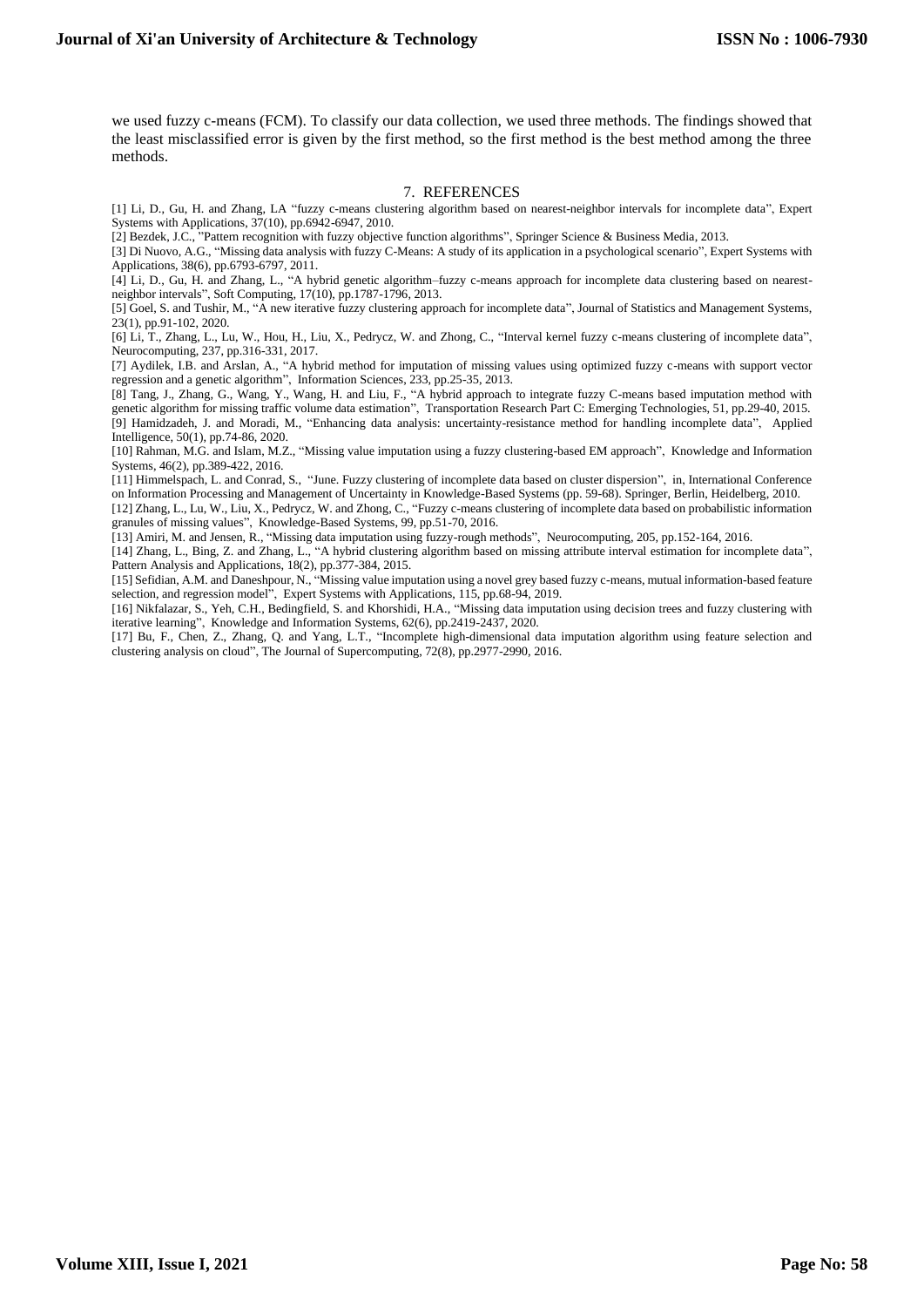we used fuzzy c-means (FCM). To classify our data collection, we used three methods. The findings showed that the least misclassified error is given by the first method, so the first method is the best method among the three methods.

## 7. REFERENCES

[1] Li, D., Gu, H. and Zhang, LA "fuzzy c-means clustering algorithm based on nearest-neighbor intervals for incomplete data", Expert Systems with Applications, 37(10), pp.6942-6947, 2010.

[2] Bezdek, J.C., "Pattern recognition with fuzzy objective function algorithms", Springer Science & Business Media, 2013.

[3] Di Nuovo, A.G., "Missing data analysis with fuzzy C-Means: A study of its application in a psychological scenario", Expert Systems with Applications, 38(6), pp.6793-6797, 2011.

[4] Li, D., Gu, H. and Zhang, L., "A hybrid genetic algorithm–fuzzy c-means approach for incomplete data clustering based on nearest-neighbor intervals", Soft Computing, 17(10), pp.1787-1796, 2013.

[5] Goel, S. and Tushir, M., "A new iterative fuzzy clustering approach for incomplete data", Journal of Statistics and Management Systems, 23(1), pp.91-102, 2020.

[6] Li, T., Zhang, L., Lu, W., Hou, H., Liu, X., Pedrycz, W. and Zhong, C., "Interval kernel fuzzy c-means clustering of incomplete data", Neurocomputing, 237, pp.316-331, 2017.

[7] Aydilek, I.B. and Arslan, A., "A hybrid method for imputation of missing values using optimized fuzzy c-means with support vector regression and a genetic algorithm", Information Sciences, 233, pp.25-35, 2013.

[8] Tang, J., Zhang, G., Wang, Y., Wang, H. and Liu, F., "A hybrid approach to integrate fuzzy C-means based imputation method with genetic algorithm for missing traffic volume data estimation", Transportation Research Part C: Emerging Technologies, 51, pp.29-40, 2015.

[9] Hamidzadeh, J. and Moradi, M., "Enhancing data analysis: uncertainty-resistance method for handling incomplete data", Applied Intelligence, 50(1), pp.74-86, 2020.

[10] Rahman, M.G. and Islam, M.Z., "Missing value imputation using a fuzzy clustering-based EM approach", Knowledge and Information Systems, 46(2), pp.389-422, 2016.

[11] Himmelspach, L. and Conrad, S., "June. Fuzzy clustering of incomplete data based on cluster dispersion", in, International Conference on Information Processing and Management of Uncertainty in Knowledge-Based Systems (pp. 59-68). Springer, Berlin, Heidelberg, 2010.

[12] Zhang, L., Lu, W., Liu, X., Pedrycz, W. and Zhong, C., "Fuzzy c-means clustering of incomplete data based on probabilistic information granules of missing values", Knowledge-Based Systems, 99, pp.51-70, 2016.

[13] Amiri, M. and Jensen, R., "Missing data imputation using fuzzy-rough methods", Neurocomputing, 205, pp.152-164, 2016.

[14] Zhang, L., Bing, Z. and Zhang, L., "A hybrid clustering algorithm based on missing attribute interval estimation for incomplete data", Pattern Analysis and Applications, 18(2), pp.377-384, 2015.

[15] Sefidian, A.M. and Daneshpour, N., "Missing value imputation using a novel grey based fuzzy c-means, mutual information-based feature selection, and regression model", Expert Systems with Applications, 115, pp.68-94, 2019.

[16] Nikfalazar, S., Yeh, C.H., Bedingfield, S. and Khorshidi, H.A., "Missing data imputation using decision trees and fuzzy clustering with iterative learning", Knowledge and Information Systems, 62(6), pp.2419-2437, 2020.

[17] Bu, F., Chen, Z., Zhang, Q. and Yang, L.T., "Incomplete high-dimensional data imputation algorithm using feature selection and clustering analysis on cloud", The Journal of Supercomputing, 72(8), pp.2977-2990, 2016.